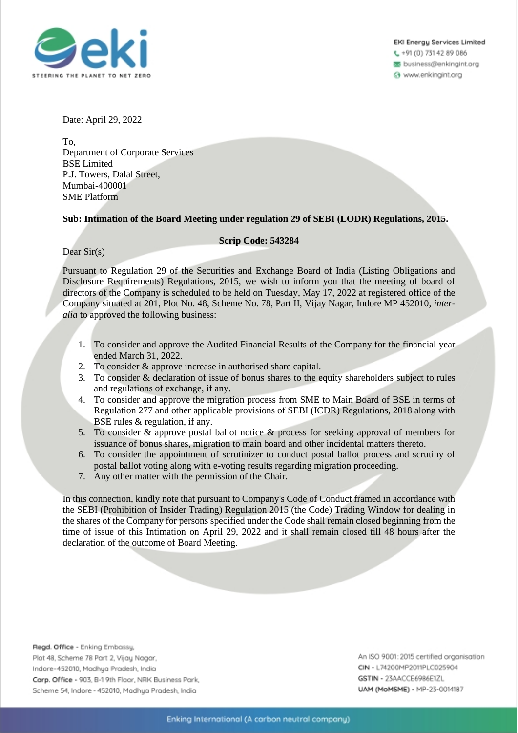EKI Energy Services Limited
+91 (0) 731 42 89 086
business@enkingint.org
www.enkingint.org

Date: April 29, 2022

To,
Department of Corporate Services
BSE Limited
P.J. Towers, Dalal Street,
Mumbai-400001
SME Platform

**Sub: Intimation of the Board Meeting under regulation 29 of SEBI (LODR) Regulations, 2015.**

**Scrip Code: 543284**

Dear Sir(s)

Pursuant to Regulation 29 of the Securities and Exchange Board of India (Listing Obligations and Disclosure Requirements) Regulations, 2015, we wish to inform you that the meeting of board of directors of the Company is scheduled to be held on Tuesday, May 17, 2022 at registered office of the Company situated at 201, Plot No. 48, Scheme No. 78, Part II, Vijay Nagar, Indore MP 452010, *inter-alia* to approved the following business:

1. To consider and approve the Audited Financial Results of the Company for the financial year ended March 31, 2022.
2. To consider & approve increase in authorised share capital.
3. To consider & declaration of issue of bonus shares to the equity shareholders subject to rules and regulations of exchange, if any.
4. To consider and approve the migration process from SME to Main Board of BSE in terms of Regulation 277 and other applicable provisions of SEBI (ICDR) Regulations, 2018 along with BSE rules & regulation, if any.
5. To consider & approve postal ballot notice & process for seeking approval of members for issuance of bonus shares, migration to main board and other incidental matters thereto.
6. To consider the appointment of scrutinizer to conduct postal ballot process and scrutiny of postal ballot voting along with e-voting results regarding migration proceeding.
7. Any other matter with the permission of the Chair.

In this connection, kindly note that pursuant to Company's Code of Conduct framed in accordance with the SEBI (Prohibition of Insider Trading) Regulation 2015 (the Code) Trading Window for dealing in the shares of the Company for persons specified under the Code shall remain closed beginning from the time of issue of this Intimation on April 29, 2022 and it shall remain closed till 48 hours after the declaration of the outcome of Board Meeting.

**Regd. Office** - Enking Embassy, Plot 48, Scheme 78 Part 2, Vijay Nagar, Indore-452010, Madhya Pradesh, India
**Corp. Office** - 903, B-1 9th Floor, NRK Business Park, Scheme 54, Indore - 452010, Madhya Pradesh, India

An ISO 9001:2015 certified organisation
**CIN** - L74200MP2011PLC025904
**GSTIN** - 23AACCE6986E1ZL
**UAM (MoMSME)** - MP-23-0014187

Enking International (A carbon neutral company)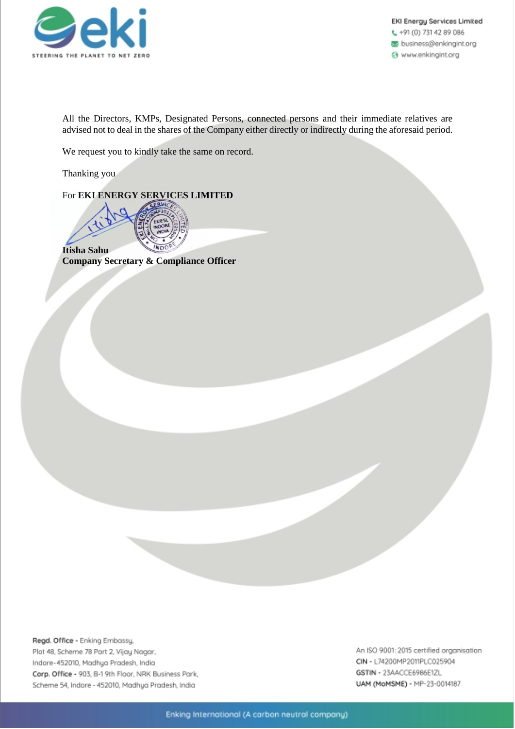All the Directors, KMPs, Designated Persons, connected persons and their immediate relatives are advised not to deal in the shares of the Company either directly or indirectly during the aforesaid period.

We request you to kindly take the same on record.

Thanking you

For **EKI ENERGY SERVICES LIMITED**

**Itisha Sahu**
**Company Secretary & Compliance Officer**